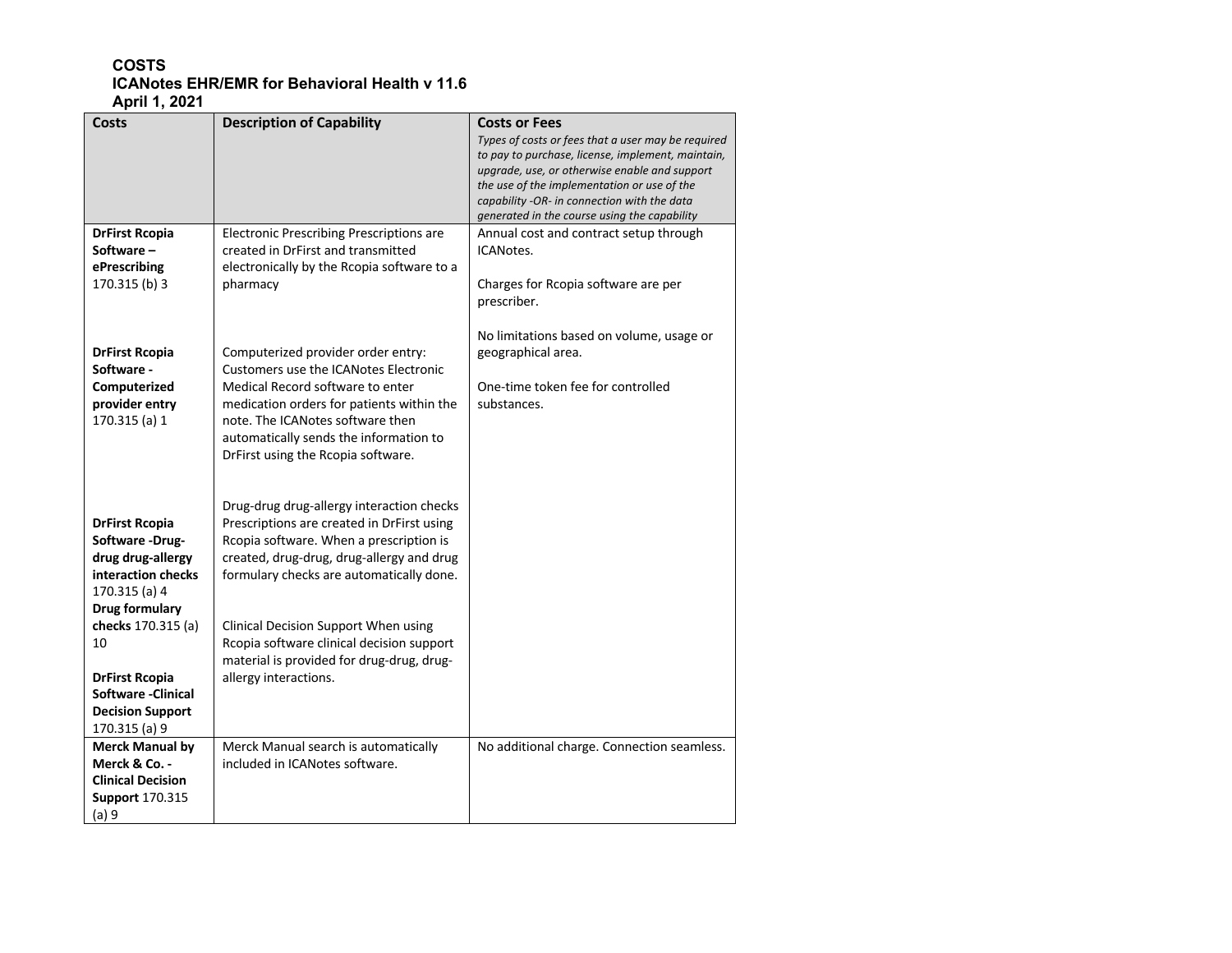**COSTS**
**ICANotes EHR/EMR for Behavioral Health v 11.6**
**April 1, 2021**

| Costs | Description of Capability | Costs or Fees<br>*Types of costs or fees that a user may be required to pay to purchase, license, implement, maintain, upgrade, use, or otherwise enable and support the use of the implementation or use of the capability -OR- in connection with the data generated in the course using the capability* |
|---|---|---|
| **DrFirst Rcopia Software – ePrescribing** 170.315 (b) 3<br><br>**DrFirst Rcopia Software - Computerized provider entry** 170.315 (a) 1<br><br>**DrFirst Rcopia Software -Drug-drug drug-allergy interaction checks** 170.315 (a) 4<br>**Drug formulary checks** 170.315 (a) 10<br><br>**DrFirst Rcopia Software -Clinical Decision Support** 170.315 (a) 9 | Electronic Prescribing Prescriptions are created in DrFirst and transmitted electronically by the Rcopia software to a pharmacy<br><br>Computerized provider order entry: Customers use the ICANotes Electronic Medical Record software to enter medication orders for patients within the note. The ICANotes software then automatically sends the information to DrFirst using the Rcopia software.<br><br>Drug-drug drug-allergy interaction checks Prescriptions are created in DrFirst using Rcopia software. When a prescription is created, drug-drug, drug-allergy and drug formulary checks are automatically done.<br><br>Clinical Decision Support When using Rcopia software clinical decision support material is provided for drug-drug, drug-allergy interactions. | Annual cost and contract setup through ICANotes.<br><br>Charges for Rcopia software are per prescriber.<br><br>No limitations based on volume, usage or geographical area.<br><br>One-time token fee for controlled substances. |
| **Merck Manual by Merck & Co. - Clinical Decision Support** 170.315 (a) 9 | Merck Manual search is automatically included in ICANotes software. | No additional charge. Connection seamless. |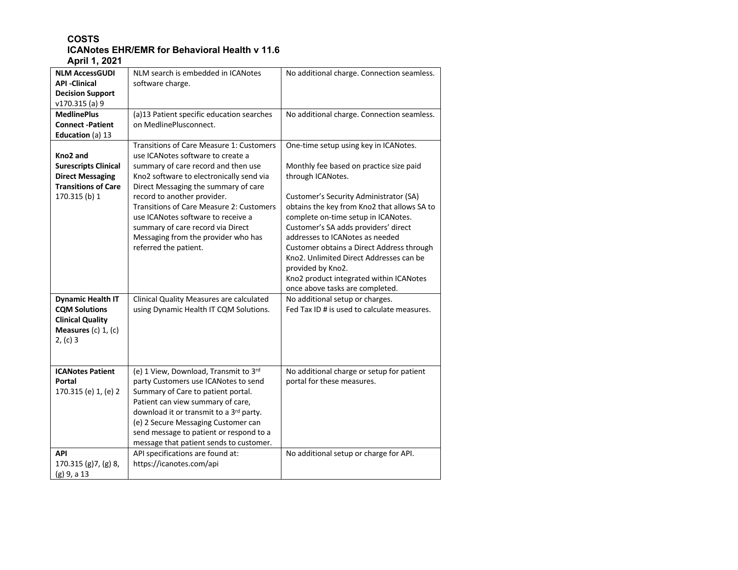**COSTS**
**ICANotes EHR/EMR for Behavioral Health v 11.6**
**April 1, 2021**

| | | |
|---|---|---|
| **NLM AccessGUDI API -Clinical Decision Support** v170.315 (a) 9 | NLM search is embedded in ICANotes software charge. | No additional charge. Connection seamless. |
| **MedlinePlus Connect -Patient Education** (a) 13 | (a)13 Patient specific education searches on MedlinePlusconnect. | No additional charge. Connection seamless. |
| **Kno2 and Surescripts Clinical Direct Messaging Transitions of Care** 170.315 (b) 1 | Transitions of Care Measure 1: Customers use ICANotes software to create a summary of care record and then use Kno2 software to electronically send via Direct Messaging the summary of care record to another provider.<br>Transitions of Care Measure 2: Customers use ICANotes software to receive a summary of care record via Direct Messaging from the provider who has referred the patient. | One-time setup using key in ICANotes.<br><br>Monthly fee based on practice size paid through ICANotes.<br><br>Customer's Security Administrator (SA) obtains the key from Kno2 that allows SA to complete on-time setup in ICANotes.<br>Customer's SA adds providers' direct addresses to ICANotes as needed<br>Customer obtains a Direct Address through Kno2. Unlimited Direct Addresses can be provided by Kno2.<br>Kno2 product integrated within ICANotes once above tasks are completed. |
| **Dynamic Health IT CQM Solutions Clinical Quality Measures** (c) 1, (c) 2, (c) 3 | Clinical Quality Measures are calculated using Dynamic Health IT CQM Solutions. | No additional setup or charges.<br>Fed Tax ID # is used to calculate measures. |
| **ICANotes Patient Portal** 170.315 (e) 1, (e) 2 | (e) 1 View, Download, Transmit to 3rd party Customers use ICANotes to send Summary of Care to patient portal. Patient can view summary of care, download it or transmit to a 3rd party.<br>(e) 2 Secure Messaging Customer can send message to patient or respond to a message that patient sends to customer. | No additional charge or setup for patient portal for these measures. |
| **API** 170.315 (g)7, (g) 8, (g) 9, a 13 | API specifications are found at: https://icanotes.com/api | No additional setup or charge for API. |